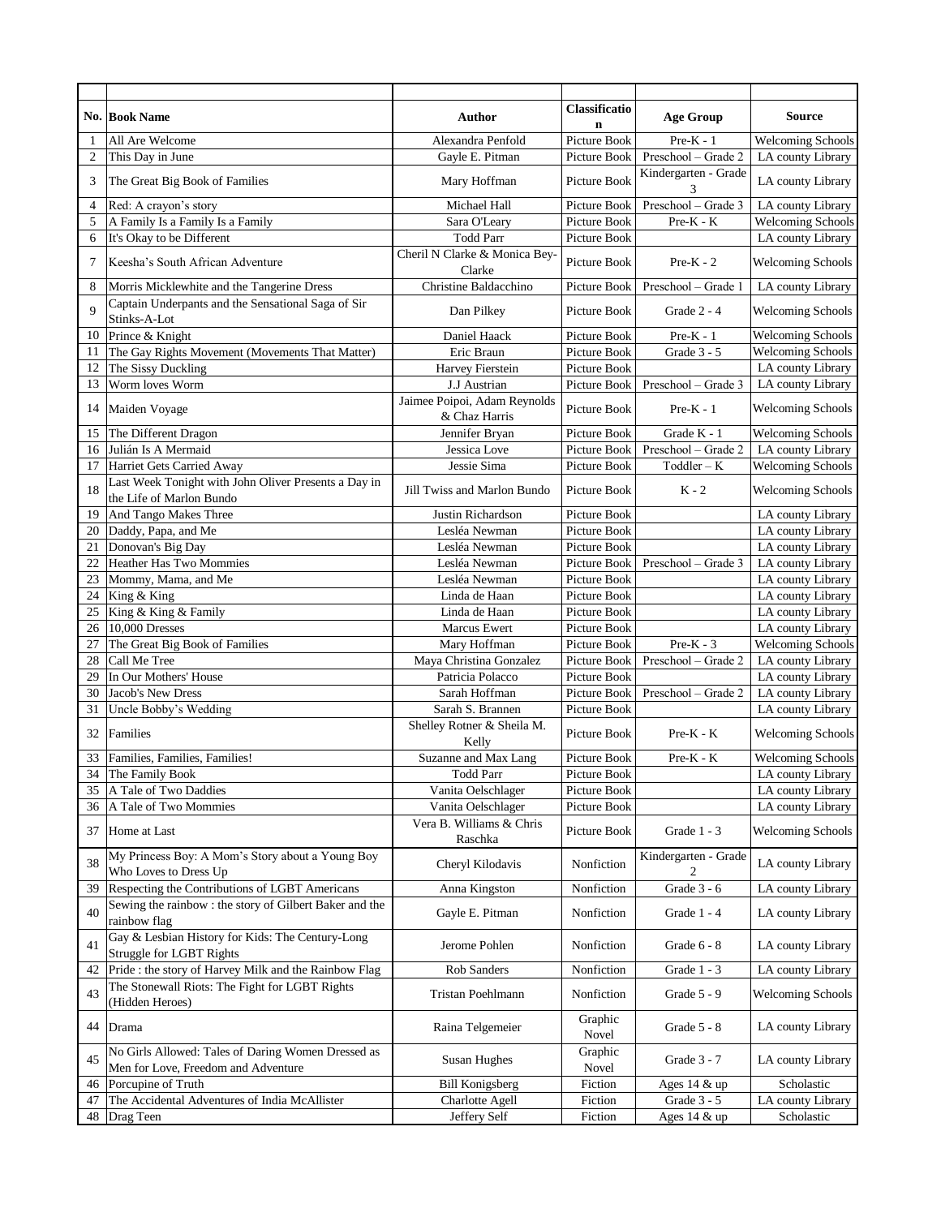| No. | Book Name | Author | Classification | Age Group | Source |
|---|---|---|---|---|---|
| 1 | All Are Welcome | Alexandra Penfold | Picture Book | Pre-K - 1 | Welcoming Schools |
| 2 | This Day in June | Gayle E. Pitman | Picture Book | Preschool – Grade 2 | LA county Library |
| 3 | The Great Big Book of Families | Mary Hoffman | Picture Book | Kindergarten - Grade 3 | LA county Library |
| 4 | Red: A crayon's story | Michael Hall | Picture Book | Preschool – Grade 3 | LA county Library |
| 5 | A Family Is a Family Is a Family | Sara O'Leary | Picture Book | Pre-K - K | Welcoming Schools |
| 6 | It's Okay to be Different | Todd Parr | Picture Book | | LA county Library |
| 7 | Keesha's South African Adventure | Cheril N Clarke & Monica Bey-Clarke | Picture Book | Pre-K - 2 | Welcoming Schools |
| 8 | Morris Micklewhite and the Tangerine Dress | Christine Baldacchino | Picture Book | Preschool – Grade 1 | LA county Library |
| 9 | Captain Underpants and the Sensational Saga of Sir Stinks-A-Lot | Dan Pilkey | Picture Book | Grade 2 - 4 | Welcoming Schools |
| 10 | Prince & Knight | Daniel Haack | Picture Book | Pre-K - 1 | Welcoming Schools |
| 11 | The Gay Rights Movement (Movements That Matter) | Eric Braun | Picture Book | Grade 3 - 5 | Welcoming Schools |
| 12 | The Sissy Duckling | Harvey Fierstein | Picture Book | | LA county Library |
| 13 | Worm loves Worm | J.J Austrian | Picture Book | Preschool – Grade 3 | LA county Library |
| 14 | Maiden Voyage | Jaimee Poipoi, Adam Reynolds & Chaz Harris | Picture Book | Pre-K - 1 | Welcoming Schools |
| 15 | The Different Dragon | Jennifer Bryan | Picture Book | Grade K - 1 | Welcoming Schools |
| 16 | Julián Is A Mermaid | Jessica Love | Picture Book | Preschool – Grade 2 | LA county Library |
| 17 | Harriet Gets Carried Away | Jessie Sima | Picture Book | Toddler – K | Welcoming Schools |
| 18 | Last Week Tonight with John Oliver Presents a Day in the Life of Marlon Bundo | Jill Twiss and Marlon Bundo | Picture Book | K - 2 | Welcoming Schools |
| 19 | And Tango Makes Three | Justin Richardson | Picture Book | | LA county Library |
| 20 | Daddy, Papa, and Me | Lesléa Newman | Picture Book | | LA county Library |
| 21 | Donovan's Big Day | Lesléa Newman | Picture Book | | LA county Library |
| 22 | Heather Has Two Mommies | Lesléa Newman | Picture Book | Preschool – Grade 3 | LA county Library |
| 23 | Mommy, Mama, and Me | Lesléa Newman | Picture Book | | LA county Library |
| 24 | King & King | Linda de Haan | Picture Book | | LA county Library |
| 25 | King & King & Family | Linda de Haan | Picture Book | | LA county Library |
| 26 | 10,000 Dresses | Marcus Ewert | Picture Book | | LA county Library |
| 27 | The Great Big Book of Families | Mary Hoffman | Picture Book | Pre-K - 3 | Welcoming Schools |
| 28 | Call Me Tree | Maya Christina Gonzalez | Picture Book | Preschool – Grade 2 | LA county Library |
| 29 | In Our Mothers' House | Patricia Polacco | Picture Book | | LA county Library |
| 30 | Jacob's New Dress | Sarah Hoffman | Picture Book | Preschool – Grade 2 | LA county Library |
| 31 | Uncle Bobby's Wedding | Sarah S. Brannen | Picture Book | | LA county Library |
| 32 | Families | Shelley Rotner & Sheila M. Kelly | Picture Book | Pre-K - K | Welcoming Schools |
| 33 | Families, Families, Families! | Suzanne and Max Lang | Picture Book | Pre-K - K | Welcoming Schools |
| 34 | The Family Book | Todd Parr | Picture Book | | LA county Library |
| 35 | A Tale of Two Daddies | Vanita Oelschlager | Picture Book | | LA county Library |
| 36 | A Tale of Two Mommies | Vanita Oelschlager | Picture Book | | LA county Library |
| 37 | Home at Last | Vera B. Williams & Chris Raschka | Picture Book | Grade 1 - 3 | Welcoming Schools |
| 38 | My Princess Boy: A Mom's Story about a Young Boy Who Loves to Dress Up | Cheryl Kilodavis | Nonfiction | Kindergarten - Grade 2 | LA county Library |
| 39 | Respecting the Contributions of LGBT Americans | Anna Kingston | Nonfiction | Grade 3 - 6 | LA county Library |
| 40 | Sewing the rainbow : the story of Gilbert Baker and the rainbow flag | Gayle E. Pitman | Nonfiction | Grade 1 - 4 | LA county Library |
| 41 | Gay & Lesbian History for Kids: The Century-Long Struggle for LGBT Rights | Jerome Pohlen | Nonfiction | Grade 6 - 8 | LA county Library |
| 42 | Pride : the story of Harvey Milk and the Rainbow Flag | Rob Sanders | Nonfiction | Grade 1 - 3 | LA county Library |
| 43 | The Stonewall Riots: The Fight for LGBT Rights (Hidden Heroes) | Tristan Poehlmann | Nonfiction | Grade 5 - 9 | Welcoming Schools |
| 44 | Drama | Raina Telgemeier | Graphic Novel | Grade 5 - 8 | LA county Library |
| 45 | No Girls Allowed: Tales of Daring Women Dressed as Men for Love, Freedom and Adventure | Susan Hughes | Graphic Novel | Grade 3 - 7 | LA county Library |
| 46 | Porcupine of Truth | Bill Konigsberg | Fiction | Ages 14 & up | Scholastic |
| 47 | The Accidental Adventures of India McAllister | Charlotte Agell | Fiction | Grade 3 - 5 | LA county Library |
| 48 | Drag Teen | Jeffery Self | Fiction | Ages 14 & up | Scholastic |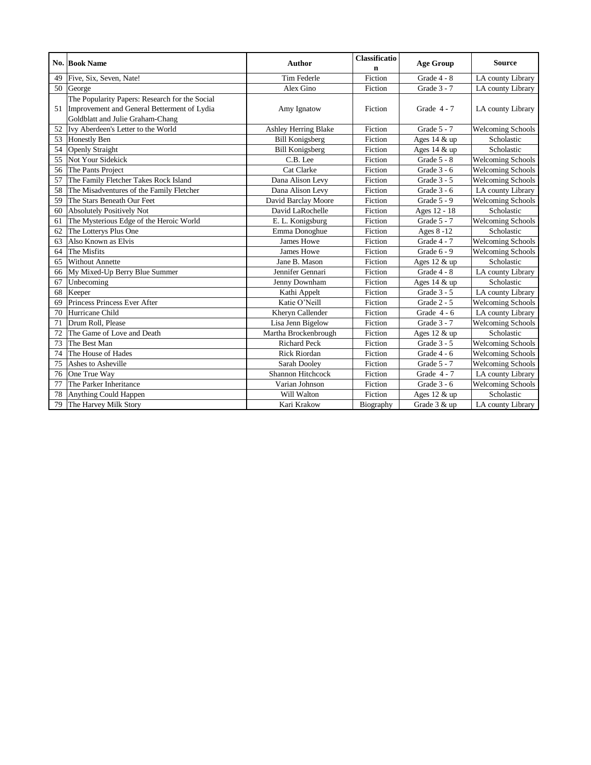| No. | Book Name | Author | Classification | Age Group | Source |
|---|---|---|---|---|---|
| 49 | Five, Six, Seven, Nate! | Tim Federle | Fiction | Grade 4 - 8 | LA county Library |
| 50 | George | Alex Gino | Fiction | Grade 3 - 7 | LA county Library |
| 51 | The Popularity Papers: Research for the Social Improvement and General Betterment of Lydia Goldblatt and Julie Graham-Chang | Amy Ignatow | Fiction | Grade 4 - 7 | LA county Library |
| 52 | Ivy Aberdeen's Letter to the World | Ashley Herring Blake | Fiction | Grade 5 - 7 | Welcoming Schools |
| 53 | Honestly Ben | Bill Konigsberg | Fiction | Ages 14 & up | Scholastic |
| 54 | Openly Straight | Bill Konigsberg | Fiction | Ages 14 & up | Scholastic |
| 55 | Not Your Sidekick | C.B. Lee | Fiction | Grade 5 - 8 | Welcoming Schools |
| 56 | The Pants Project | Cat Clarke | Fiction | Grade 3 - 6 | Welcoming Schools |
| 57 | The Family Fletcher Takes Rock Island | Dana Alison Levy | Fiction | Grade 3 - 5 | Welcoming Schools |
| 58 | The Misadventures of the Family Fletcher | Dana Alison Levy | Fiction | Grade 3 - 6 | LA county Library |
| 59 | The Stars Beneath Our Feet | David Barclay Moore | Fiction | Grade 5 - 9 | Welcoming Schools |
| 60 | Absolutely Positively Not | David LaRochelle | Fiction | Ages 12 - 18 | Scholastic |
| 61 | The Mysterious Edge of the Heroic World | E. L. Konigsburg | Fiction | Grade 5 - 7 | Welcoming Schools |
| 62 | The Lotterys Plus One | Emma Donoghue | Fiction | Ages 8 -12 | Scholastic |
| 63 | Also Known as Elvis | James Howe | Fiction | Grade 4 - 7 | Welcoming Schools |
| 64 | The Misfits | James Howe | Fiction | Grade 6 - 9 | Welcoming Schools |
| 65 | Without Annette | Jane B. Mason | Fiction | Ages 12 & up | Scholastic |
| 66 | My Mixed-Up Berry Blue Summer | Jennifer Gennari | Fiction | Grade 4 - 8 | LA county Library |
| 67 | Unbecoming | Jenny Downham | Fiction | Ages 14 & up | Scholastic |
| 68 | Keeper | Kathi Appelt | Fiction | Grade 3 - 5 | LA county Library |
| 69 | Princess Princess Ever After | Katie O'Neill | Fiction | Grade 2 - 5 | Welcoming Schools |
| 70 | Hurricane Child | Kheryn Callender | Fiction | Grade 4 - 6 | LA county Library |
| 71 | Drum Roll, Please | Lisa Jenn Bigelow | Fiction | Grade 3 - 7 | Welcoming Schools |
| 72 | The Game of Love and Death | Martha Brockenbrough | Fiction | Ages 12 & up | Scholastic |
| 73 | The Best Man | Richard Peck | Fiction | Grade 3 - 5 | Welcoming Schools |
| 74 | The House of Hades | Rick Riordan | Fiction | Grade 4 - 6 | Welcoming Schools |
| 75 | Ashes to Asheville | Sarah Dooley | Fiction | Grade 5 - 7 | Welcoming Schools |
| 76 | One True Way | Shannon Hitchcock | Fiction | Grade 4 - 7 | LA county Library |
| 77 | The Parker Inheritance | Varian Johnson | Fiction | Grade 3 - 6 | Welcoming Schools |
| 78 | Anything Could Happen | Will Walton | Fiction | Ages 12 & up | Scholastic |
| 79 | The Harvey Milk Story | Kari Krakow | Biography | Grade 3 & up | LA county Library |